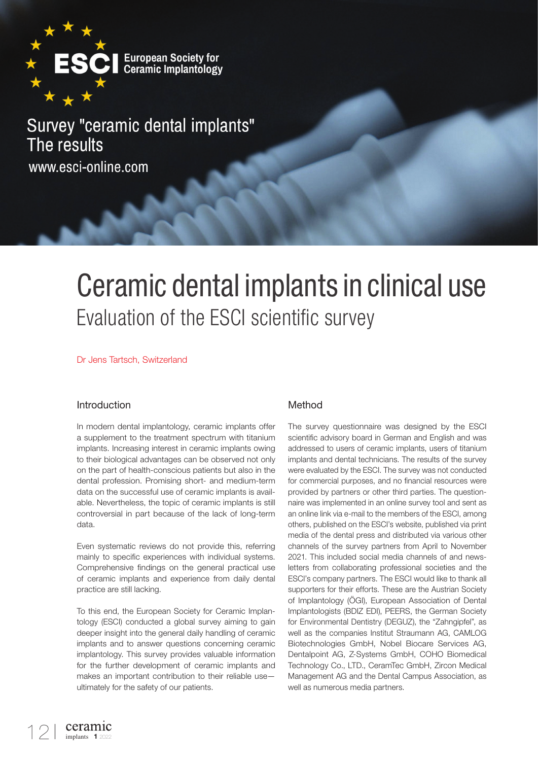ESCI European Society for Ceramic Implantology

Survey "ceramic dental implants"
The results
www.esci-online.com

# Ceramic dental implants in clinical use

## Evaluation of the ESCI scientific survey

Dr Jens Tartsch, Switzerland

### Introduction

In modern dental implantology, ceramic implants offer a supplement to the treatment spectrum with titanium implants. Increasing interest in ceramic implants owing to their biological advantages can be observed not only on the part of health-conscious patients but also in the dental profession. Promising short- and medium-term data on the successful use of ceramic implants is available. Nevertheless, the topic of ceramic implants is still controversial in part because of the lack of long-term data.

Even systematic reviews do not provide this, referring mainly to specific experiences with individual systems. Comprehensive findings on the general practical use of ceramic implants and experience from daily dental practice are still lacking.

To this end, the European Society for Ceramic Implantology (ESCI) conducted a global survey aiming to gain deeper insight into the general daily handling of ceramic implants and to answer questions concerning ceramic implantology. This survey provides valuable information for the further development of ceramic implants and makes an important contribution to their reliable use—ultimately for the safety of our patients.

### Method

The survey questionnaire was designed by the ESCI scientific advisory board in German and English and was addressed to users of ceramic implants, users of titanium implants and dental technicians. The results of the survey were evaluated by the ESCI. The survey was not conducted for commercial purposes, and no financial resources were provided by partners or other third parties. The questionnaire was implemented in an online survey tool and sent as an online link via e-mail to the members of the ESCI, among others, published on the ESCI's website, published via print media of the dental press and distributed via various other channels of the survey partners from April to November 2021. This included social media channels of and newsletters from collaborating professional societies and the ESCI's company partners. The ESCI would like to thank all supporters for their efforts. These are the Austrian Society of Implantology (ÖGI), European Association of Dental Implantologists (BDIZ EDI), PEERS, the German Society for Environmental Dentistry (DEGUZ), the "Zahngipfel", as well as the companies Institut Straumann AG, CAMLOG Biotechnologies GmbH, Nobel Biocare Services AG, Dentalpoint AG, Z-Systems GmbH, COHO Biomedical Technology Co., LTD., CeramTec GmbH, Zircon Medical Management AG and the Dental Campus Association, as well as numerous media partners.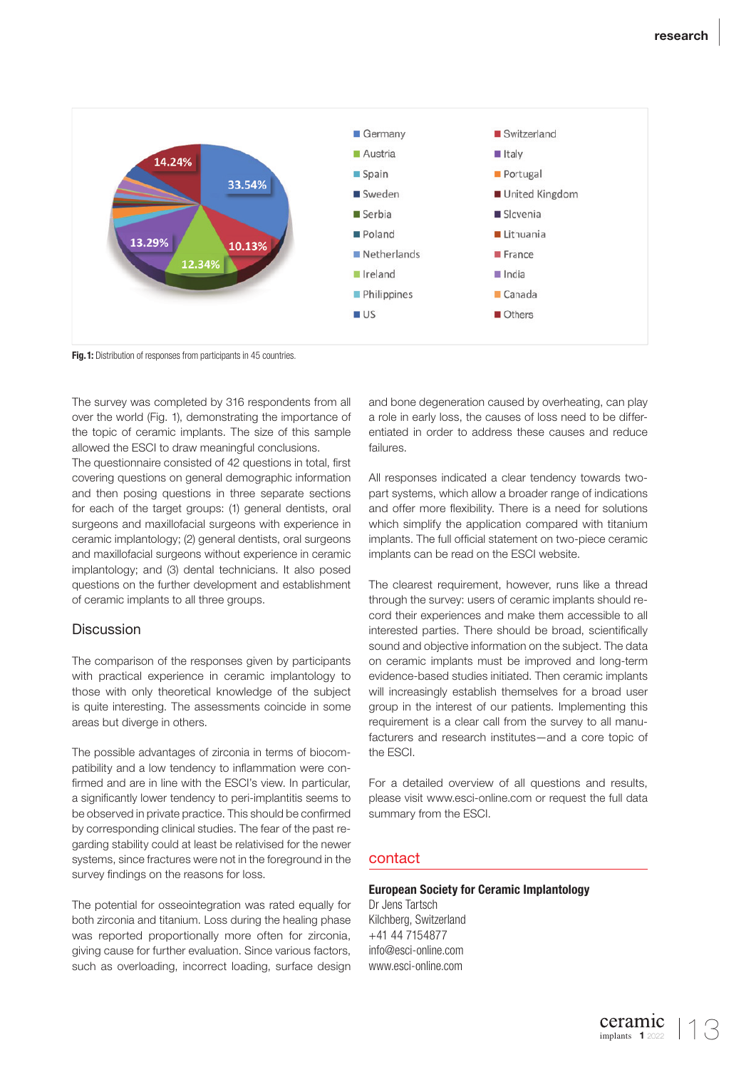14.24%
33.54%
13.29%
10.13%
12.34%

Germany
Austria
Spain
Sweden
Serbia
Poland
Netherlands
Ireland
Philippines
US
Switzerland
Italy
Portugal
United Kingdom
Slovenia
Lithuania
France
India
Canada
Others

**Fig. 1:** Distribution of responses from participants in 45 countries.

The survey was completed by 316 respondents from all over the world (Fig. 1), demonstrating the importance of the topic of ceramic implants. The size of this sample allowed the ESCI to draw meaningful conclusions.
The questionnaire consisted of 42 questions in total, first covering questions on general demographic information and then posing questions in three separate sections for each of the target groups: (1) general dentists, oral surgeons and maxillofacial surgeons with experience in ceramic implantology; (2) general dentists, oral surgeons and maxillofacial surgeons without experience in ceramic implantology; and (3) dental technicians. It also posed questions on the further development and establishment of ceramic implants to all three groups.

## Discussion

The comparison of the responses given by participants with practical experience in ceramic implantology to those with only theoretical knowledge of the subject is quite interesting. The assessments coincide in some areas but diverge in others.

The possible advantages of zirconia in terms of biocompatibility and a low tendency to inflammation were confirmed and are in line with the ESCI's view. In particular, a significantly lower tendency to peri-implantitis seems to be observed in private practice. This should be confirmed by corresponding clinical studies. The fear of the past regarding stability could at least be relativised for the newer systems, since fractures were not in the foreground in the survey findings on the reasons for loss.

The potential for osseointegration was rated equally for both zirconia and titanium. Loss during the healing phase was reported proportionally more often for zirconia, giving cause for further evaluation. Since various factors, such as overloading, incorrect loading, surface design and bone degeneration caused by overheating, can play a role in early loss, the causes of loss need to be differentiated in order to address these causes and reduce failures.

All responses indicated a clear tendency towards two-part systems, which allow a broader range of indications and offer more flexibility. There is a need for solutions which simplify the application compared with titanium implants. The full official statement on two-piece ceramic implants can be read on the ESCI website.

The clearest requirement, however, runs like a thread through the survey: users of ceramic implants should record their experiences and make them accessible to all interested parties. There should be broad, scientifically sound and objective information on the subject. The data on ceramic implants must be improved and long-term evidence-based studies initiated. Then ceramic implants will increasingly establish themselves for a broad user group in the interest of our patients. Implementing this requirement is a clear call from the survey to all manufacturers and research institutes—and a core topic of the ESCI.

For a detailed overview of all questions and results, please visit www.esci-online.com or request the full data summary from the ESCI.

## contact

**European Society for Ceramic Implantology**
Dr Jens Tartsch
Kilchberg, Switzerland
+41 44 7154877
info@esci-online.com
www.esci-online.com